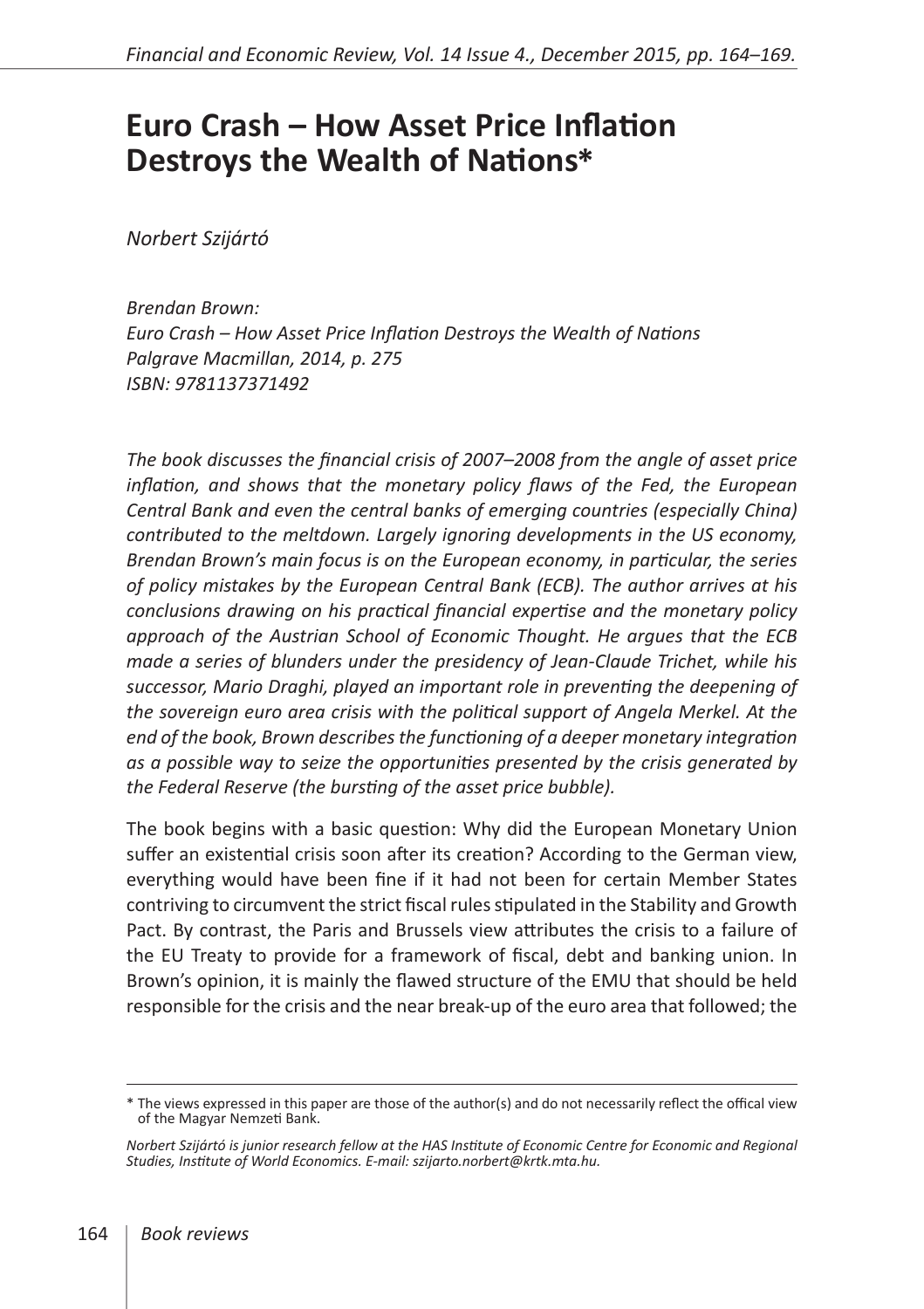# Euro Crash – How Asset Price Inflation Destroys the Wealth of Nations*

*Norbert Szijártó*

*Brendan Brown:*
*Euro Crash – How Asset Price Inflation Destroys the Wealth of Nations*
*Palgrave Macmillan, 2014, p. 275*
*ISBN: 9781137371492*

*The book discusses the financial crisis of 2007–2008 from the angle of asset price inflation, and shows that the monetary policy flaws of the Fed, the European Central Bank and even the central banks of emerging countries (especially China) contributed to the meltdown. Largely ignoring developments in the US economy, Brendan Brown's main focus is on the European economy, in particular, the series of policy mistakes by the European Central Bank (ECB). The author arrives at his conclusions drawing on his practical financial expertise and the monetary policy approach of the Austrian School of Economic Thought. He argues that the ECB made a series of blunders under the presidency of Jean-Claude Trichet, while his successor, Mario Draghi, played an important role in preventing the deepening of the sovereign euro area crisis with the political support of Angela Merkel. At the end of the book, Brown describes the functioning of a deeper monetary integration as a possible way to seize the opportunities presented by the crisis generated by the Federal Reserve (the bursting of the asset price bubble).*

The book begins with a basic question: Why did the European Monetary Union suffer an existential crisis soon after its creation? According to the German view, everything would have been fine if it had not been for certain Member States contriving to circumvent the strict fiscal rules stipulated in the Stability and Growth Pact. By contrast, the Paris and Brussels view attributes the crisis to a failure of the EU Treaty to provide for a framework of fiscal, debt and banking union. In Brown's opinion, it is mainly the flawed structure of the EMU that should be held responsible for the crisis and the near break-up of the euro area that followed; the

\* The views expressed in this paper are those of the author(s) and do not necessarily reflect the offical view of the Magyar Nemzeti Bank.

*Norbert Szijártó is junior research fellow at the HAS Institute of Economic Centre for Economic and Regional Studies, Institute of World Economics. E-mail: szijarto.norbert@krtk.mta.hu.*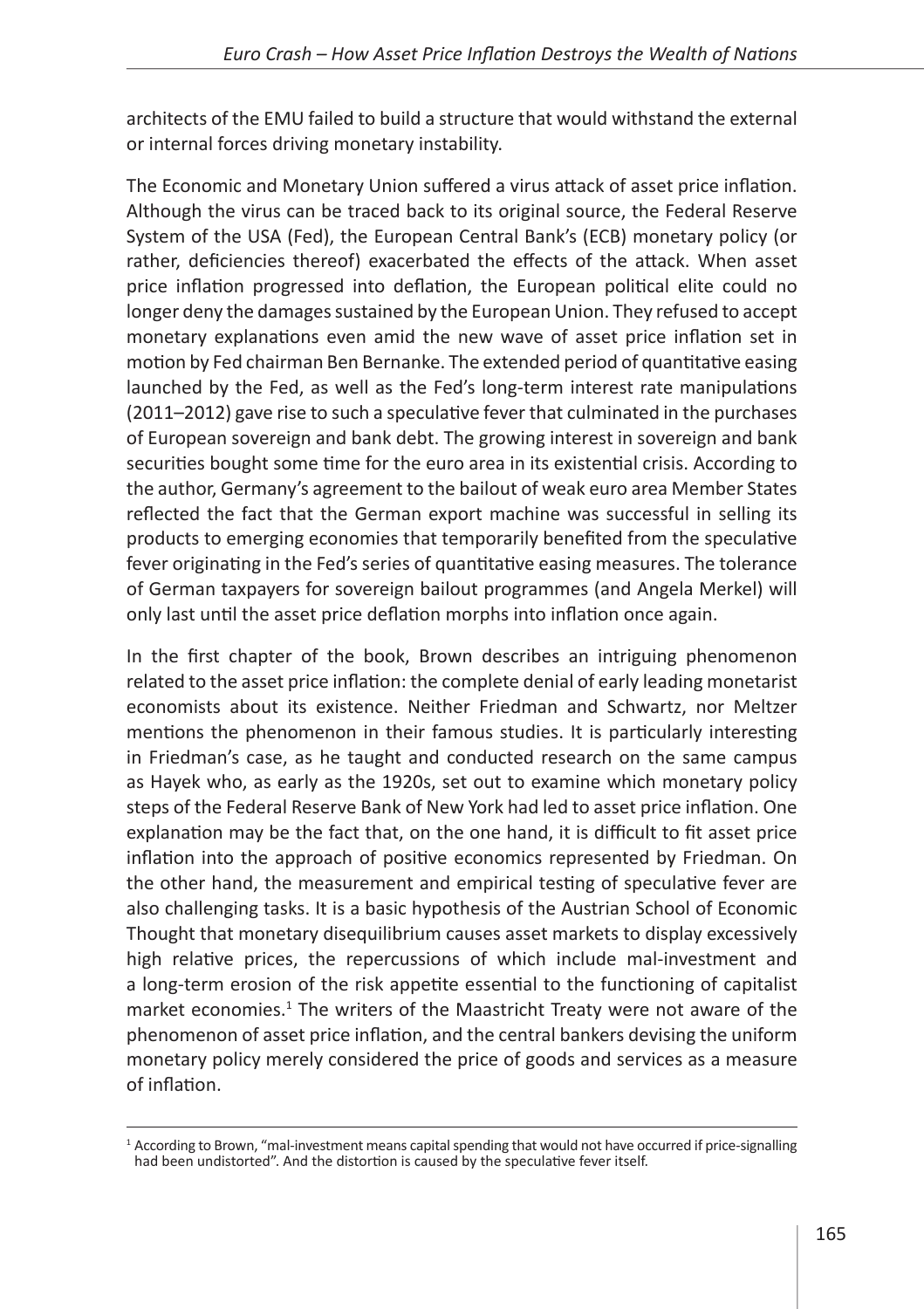architects of the EMU failed to build a structure that would withstand the external or internal forces driving monetary instability.

The Economic and Monetary Union suffered a virus attack of asset price inflation. Although the virus can be traced back to its original source, the Federal Reserve System of the USA (Fed), the European Central Bank's (ECB) monetary policy (or rather, deficiencies thereof) exacerbated the effects of the attack. When asset price inflation progressed into deflation, the European political elite could no longer deny the damages sustained by the European Union. They refused to accept monetary explanations even amid the new wave of asset price inflation set in motion by Fed chairman Ben Bernanke. The extended period of quantitative easing launched by the Fed, as well as the Fed's long-term interest rate manipulations (2011–2012) gave rise to such a speculative fever that culminated in the purchases of European sovereign and bank debt. The growing interest in sovereign and bank securities bought some time for the euro area in its existential crisis. According to the author, Germany's agreement to the bailout of weak euro area Member States reflected the fact that the German export machine was successful in selling its products to emerging economies that temporarily benefited from the speculative fever originating in the Fed's series of quantitative easing measures. The tolerance of German taxpayers for sovereign bailout programmes (and Angela Merkel) will only last until the asset price deflation morphs into inflation once again.

In the first chapter of the book, Brown describes an intriguing phenomenon related to the asset price inflation: the complete denial of early leading monetarist economists about its existence. Neither Friedman and Schwartz, nor Meltzer mentions the phenomenon in their famous studies. It is particularly interesting in Friedman's case, as he taught and conducted research on the same campus as Hayek who, as early as the 1920s, set out to examine which monetary policy steps of the Federal Reserve Bank of New York had led to asset price inflation. One explanation may be the fact that, on the one hand, it is difficult to fit asset price inflation into the approach of positive economics represented by Friedman. On the other hand, the measurement and empirical testing of speculative fever are also challenging tasks. It is a basic hypothesis of the Austrian School of Economic Thought that monetary disequilibrium causes asset markets to display excessively high relative prices, the repercussions of which include mal-investment and a long-term erosion of the risk appetite essential to the functioning of capitalist market economies.[1] The writers of the Maastricht Treaty were not aware of the phenomenon of asset price inflation, and the central bankers devising the uniform monetary policy merely considered the price of goods and services as a measure of inflation.

[1] According to Brown, "mal-investment means capital spending that would not have occurred if price-signalling had been undistorted". And the distortion is caused by the speculative fever itself.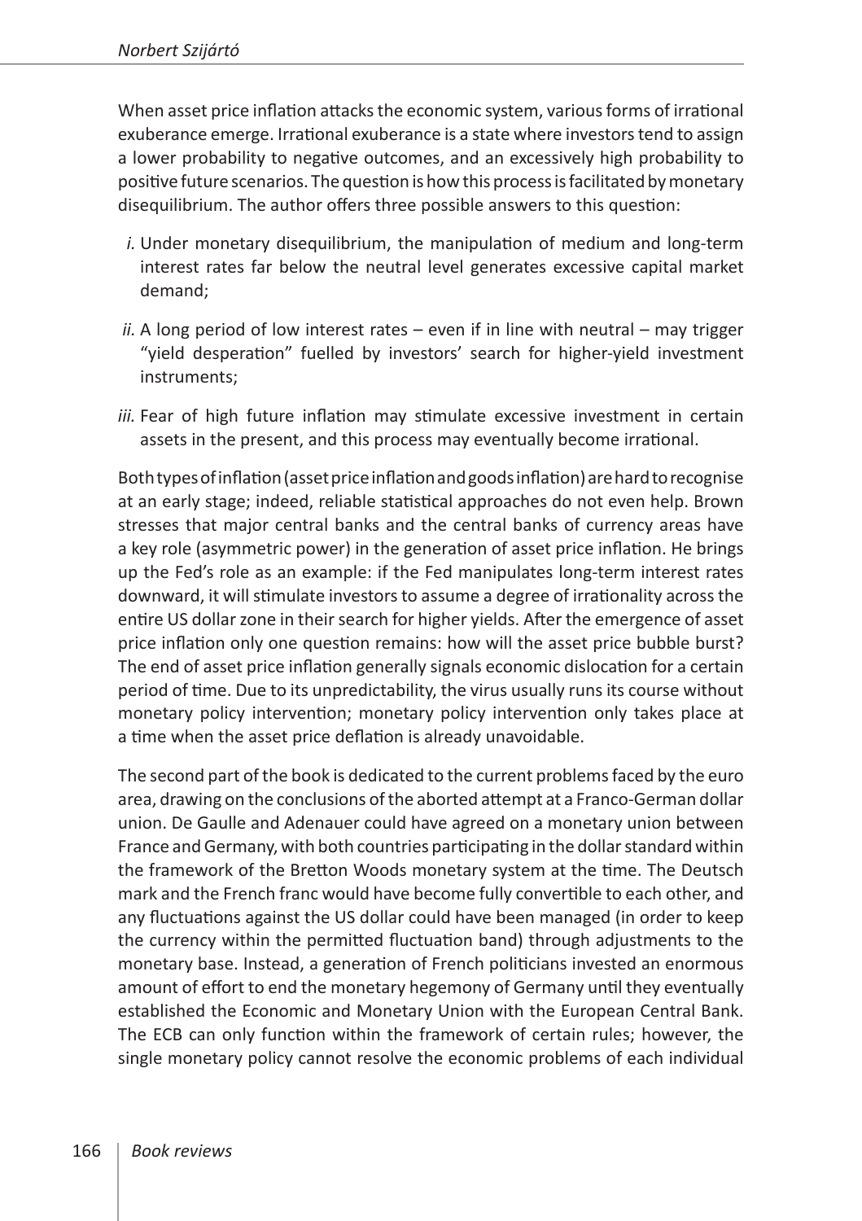When asset price inflation attacks the economic system, various forms of irrational exuberance emerge. Irrational exuberance is a state where investors tend to assign a lower probability to negative outcomes, and an excessively high probability to positive future scenarios. The question is how this process is facilitated by monetary disequilibrium. The author offers three possible answers to this question:

*i.* Under monetary disequilibrium, the manipulation of medium and long-term interest rates far below the neutral level generates excessive capital market demand;

*ii.* A long period of low interest rates – even if in line with neutral – may trigger "yield desperation" fuelled by investors' search for higher-yield investment instruments;

*iii.* Fear of high future inflation may stimulate excessive investment in certain assets in the present, and this process may eventually become irrational.

Both types of inflation (asset price inflation and goods inflation) are hard to recognise at an early stage; indeed, reliable statistical approaches do not even help. Brown stresses that major central banks and the central banks of currency areas have a key role (asymmetric power) in the generation of asset price inflation. He brings up the Fed's role as an example: if the Fed manipulates long-term interest rates downward, it will stimulate investors to assume a degree of irrationality across the entire US dollar zone in their search for higher yields. After the emergence of asset price inflation only one question remains: how will the asset price bubble burst? The end of asset price inflation generally signals economic dislocation for a certain period of time. Due to its unpredictability, the virus usually runs its course without monetary policy intervention; monetary policy intervention only takes place at a time when the asset price deflation is already unavoidable.

The second part of the book is dedicated to the current problems faced by the euro area, drawing on the conclusions of the aborted attempt at a Franco-German dollar union. De Gaulle and Adenauer could have agreed on a monetary union between France and Germany, with both countries participating in the dollar standard within the framework of the Bretton Woods monetary system at the time. The Deutsch mark and the French franc would have become fully convertible to each other, and any fluctuations against the US dollar could have been managed (in order to keep the currency within the permitted fluctuation band) through adjustments to the monetary base. Instead, a generation of French politicians invested an enormous amount of effort to end the monetary hegemony of Germany until they eventually established the Economic and Monetary Union with the European Central Bank. The ECB can only function within the framework of certain rules; however, the single monetary policy cannot resolve the economic problems of each individual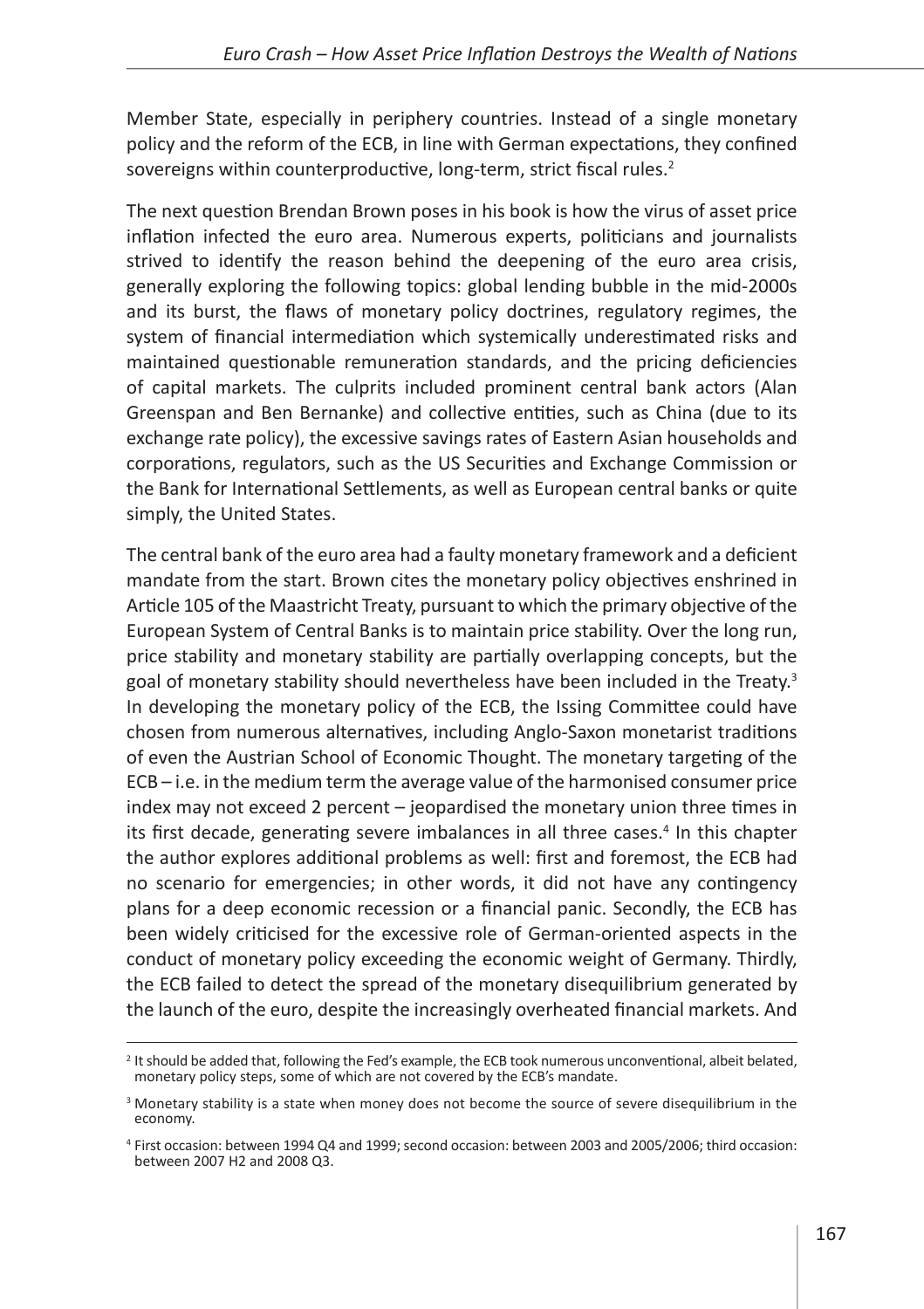Member State, especially in periphery countries. Instead of a single monetary policy and the reform of the ECB, in line with German expectations, they confined sovereigns within counterproductive, long-term, strict fiscal rules.[2]

The next question Brendan Brown poses in his book is how the virus of asset price inflation infected the euro area. Numerous experts, politicians and journalists strived to identify the reason behind the deepening of the euro area crisis, generally exploring the following topics: global lending bubble in the mid-2000s and its burst, the flaws of monetary policy doctrines, regulatory regimes, the system of financial intermediation which systemically underestimated risks and maintained questionable remuneration standards, and the pricing deficiencies of capital markets. The culprits included prominent central bank actors (Alan Greenspan and Ben Bernanke) and collective entities, such as China (due to its exchange rate policy), the excessive savings rates of Eastern Asian households and corporations, regulators, such as the US Securities and Exchange Commission or the Bank for International Settlements, as well as European central banks or quite simply, the United States.

The central bank of the euro area had a faulty monetary framework and a deficient mandate from the start. Brown cites the monetary policy objectives enshrined in Article 105 of the Maastricht Treaty, pursuant to which the primary objective of the European System of Central Banks is to maintain price stability. Over the long run, price stability and monetary stability are partially overlapping concepts, but the goal of monetary stability should nevertheless have been included in the Treaty.[3] In developing the monetary policy of the ECB, the Issing Committee could have chosen from numerous alternatives, including Anglo-Saxon monetarist traditions of even the Austrian School of Economic Thought. The monetary targeting of the ECB – i.e. in the medium term the average value of the harmonised consumer price index may not exceed 2 percent – jeopardised the monetary union three times in its first decade, generating severe imbalances in all three cases.[4] In this chapter the author explores additional problems as well: first and foremost, the ECB had no scenario for emergencies; in other words, it did not have any contingency plans for a deep economic recession or a financial panic. Secondly, the ECB has been widely criticised for the excessive role of German-oriented aspects in the conduct of monetary policy exceeding the economic weight of Germany. Thirdly, the ECB failed to detect the spread of the monetary disequilibrium generated by the launch of the euro, despite the increasingly overheated financial markets. And

---

[2] It should be added that, following the Fed's example, the ECB took numerous unconventional, albeit belated, monetary policy steps, some of which are not covered by the ECB's mandate.

[3] Monetary stability is a state when money does not become the source of severe disequilibrium in the economy.

[4] First occasion: between 1994 Q4 and 1999; second occasion: between 2003 and 2005/2006; third occasion: between 2007 H2 and 2008 Q3.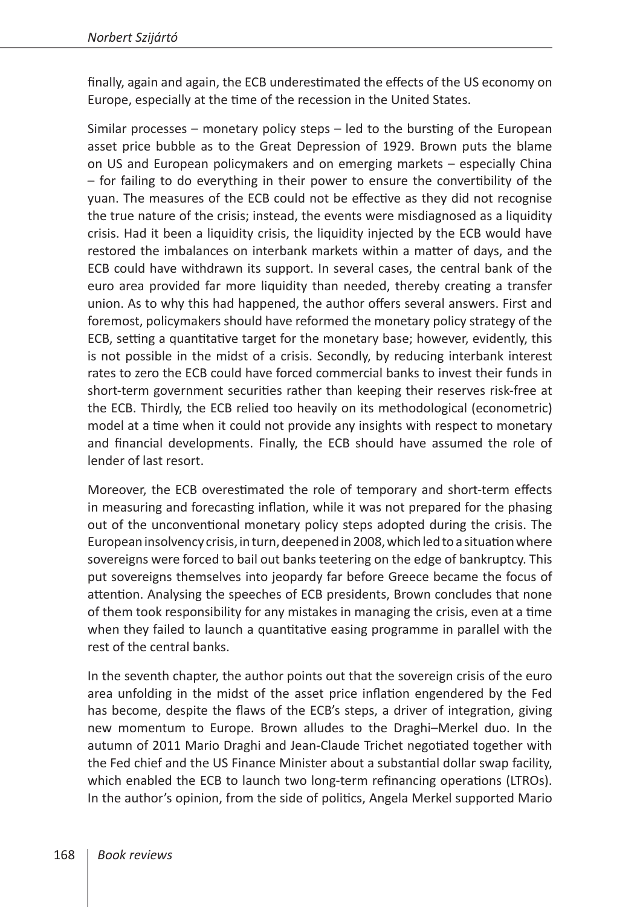finally, again and again, the ECB underestimated the effects of the US economy on Europe, especially at the time of the recession in the United States.

Similar processes – monetary policy steps – led to the bursting of the European asset price bubble as to the Great Depression of 1929. Brown puts the blame on US and European policymakers and on emerging markets – especially China – for failing to do everything in their power to ensure the convertibility of the yuan. The measures of the ECB could not be effective as they did not recognise the true nature of the crisis; instead, the events were misdiagnosed as a liquidity crisis. Had it been a liquidity crisis, the liquidity injected by the ECB would have restored the imbalances on interbank markets within a matter of days, and the ECB could have withdrawn its support. In several cases, the central bank of the euro area provided far more liquidity than needed, thereby creating a transfer union. As to why this had happened, the author offers several answers. First and foremost, policymakers should have reformed the monetary policy strategy of the ECB, setting a quantitative target for the monetary base; however, evidently, this is not possible in the midst of a crisis. Secondly, by reducing interbank interest rates to zero the ECB could have forced commercial banks to invest their funds in short-term government securities rather than keeping their reserves risk-free at the ECB. Thirdly, the ECB relied too heavily on its methodological (econometric) model at a time when it could not provide any insights with respect to monetary and financial developments. Finally, the ECB should have assumed the role of lender of last resort.

Moreover, the ECB overestimated the role of temporary and short-term effects in measuring and forecasting inflation, while it was not prepared for the phasing out of the unconventional monetary policy steps adopted during the crisis. The European insolvency crisis, in turn, deepened in 2008, which led to a situation where sovereigns were forced to bail out banks teetering on the edge of bankruptcy. This put sovereigns themselves into jeopardy far before Greece became the focus of attention. Analysing the speeches of ECB presidents, Brown concludes that none of them took responsibility for any mistakes in managing the crisis, even at a time when they failed to launch a quantitative easing programme in parallel with the rest of the central banks.

In the seventh chapter, the author points out that the sovereign crisis of the euro area unfolding in the midst of the asset price inflation engendered by the Fed has become, despite the flaws of the ECB's steps, a driver of integration, giving new momentum to Europe. Brown alludes to the Draghi–Merkel duo. In the autumn of 2011 Mario Draghi and Jean-Claude Trichet negotiated together with the Fed chief and the US Finance Minister about a substantial dollar swap facility, which enabled the ECB to launch two long-term refinancing operations (LTROs). In the author's opinion, from the side of politics, Angela Merkel supported Mario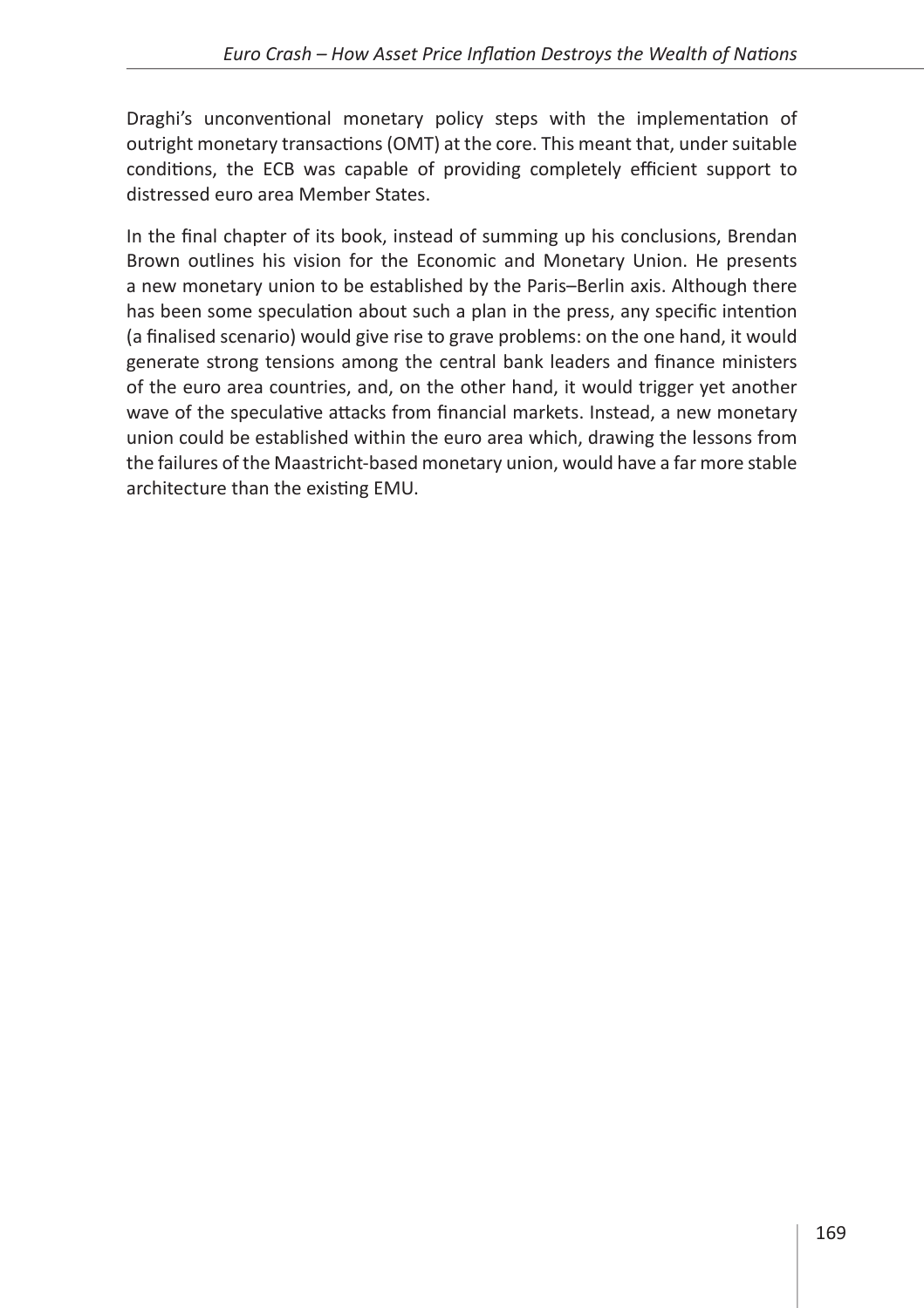Draghi's unconventional monetary policy steps with the implementation of outright monetary transactions (OMT) at the core. This meant that, under suitable conditions, the ECB was capable of providing completely efficient support to distressed euro area Member States.

In the final chapter of its book, instead of summing up his conclusions, Brendan Brown outlines his vision for the Economic and Monetary Union. He presents a new monetary union to be established by the Paris–Berlin axis. Although there has been some speculation about such a plan in the press, any specific intention (a finalised scenario) would give rise to grave problems: on the one hand, it would generate strong tensions among the central bank leaders and finance ministers of the euro area countries, and, on the other hand, it would trigger yet another wave of the speculative attacks from financial markets. Instead, a new monetary union could be established within the euro area which, drawing the lessons from the failures of the Maastricht-based monetary union, would have a far more stable architecture than the existing EMU.